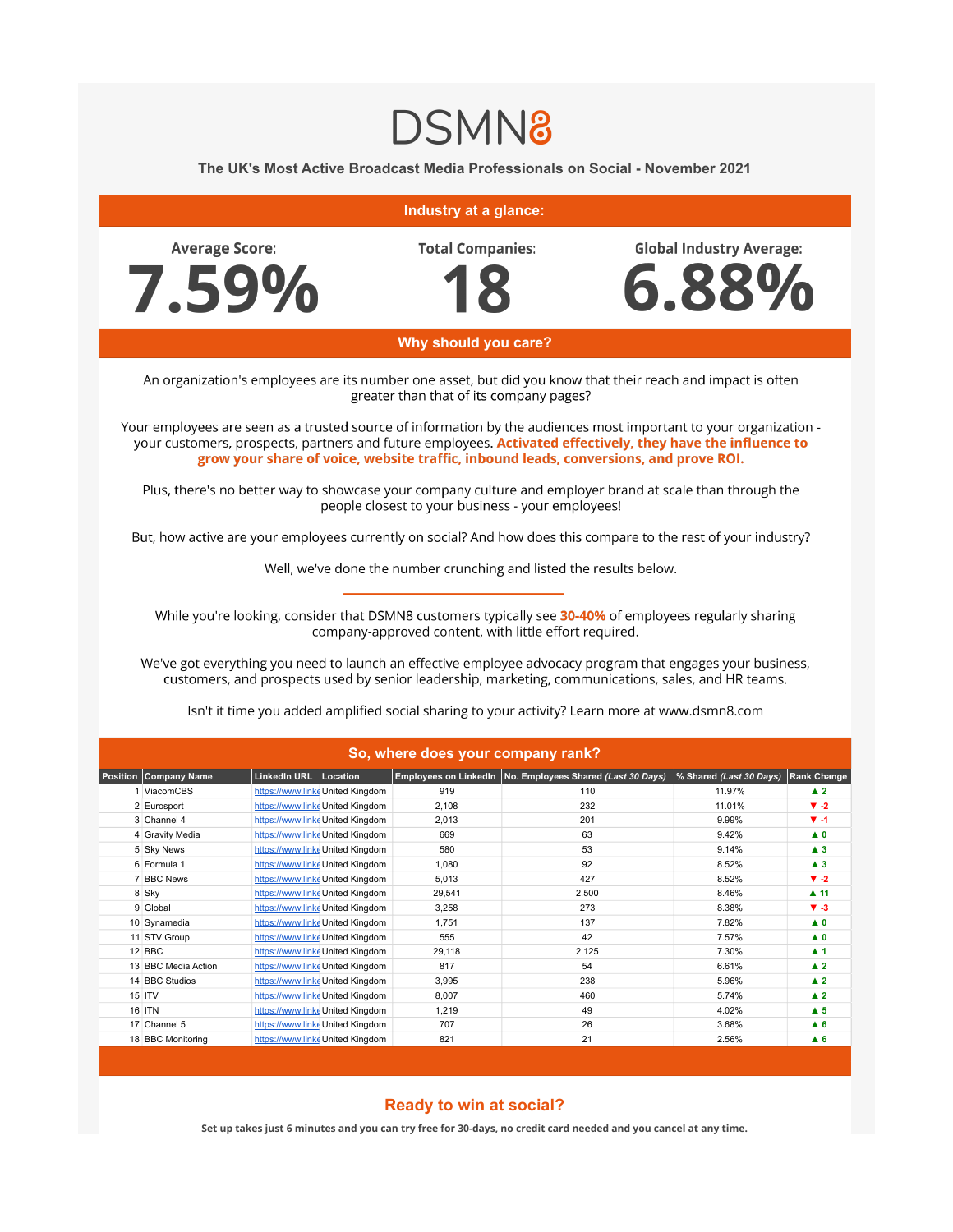# DSMN8

## The UK's Most Active Broadcast Media Professionals on Social - November 2021

### Industry at a glance:

**Average Score:** 7.59%

**Total Companies:** 18

**Global Industry Average:** 6.88%

### Why should you care?

An organization's employees are its number one asset, but did you know that their reach and impact is often greater than that of its company pages?

Your employees are seen as a trusted source of information by the audiences most important to your organization - your customers, prospects, partners and future employees. **Activated effectively, they have the influence to grow your share of voice, website traffic, inbound leads, conversions, and prove ROI.**

Plus, there's no better way to showcase your company culture and employer brand at scale than through the people closest to your business - your employees!

But, how active are your employees currently on social? And how does this compare to the rest of your industry?

Well, we've done the number crunching and listed the results below.

---

While you're looking, consider that DSMN8 customers typically see **30-40%** of employees regularly sharing company-approved content, with little effort required.

We've got everything you need to launch an effective employee advocacy program that engages your business, customers, and prospects used by senior leadership, marketing, communications, sales, and HR teams.

Isn't it time you added amplified social sharing to your activity? Learn more at www.dsmn8.com

### So, where does your company rank?

| Position | Company Name | LinkedIn URL | Location | Employees on LinkedIn | No. Employees Shared *(Last 30 Days)* | % Shared *(Last 30 Days)* | Rank Change |
|---|---|---|---|---|---|---|---|
| 1 | ViacomCBS | https://www.linke | United Kingdom | 919 | 110 | 11.97% | ▲ 2 |
| 2 | Eurosport | https://www.linke | United Kingdom | 2,108 | 232 | 11.01% | ▼ -2 |
| 3 | Channel 4 | https://www.linke | United Kingdom | 2,013 | 201 | 9.99% | ▼ -1 |
| 4 | Gravity Media | https://www.linke | United Kingdom | 669 | 63 | 9.42% | ▲ 0 |
| 5 | Sky News | https://www.linke | United Kingdom | 580 | 53 | 9.14% | ▲ 3 |
| 6 | Formula 1 | https://www.linke | United Kingdom | 1,080 | 92 | 8.52% | ▲ 3 |
| 7 | BBC News | https://www.linke | United Kingdom | 5,013 | 427 | 8.52% | ▼ -2 |
| 8 | Sky | https://www.linke | United Kingdom | 29,541 | 2,500 | 8.46% | ▲ 11 |
| 9 | Global | https://www.linke | United Kingdom | 3,258 | 273 | 8.38% | ▼ -3 |
| 10 | Synamedia | https://www.linke | United Kingdom | 1,751 | 137 | 7.82% | ▲ 0 |
| 11 | STV Group | https://www.linke | United Kingdom | 555 | 42 | 7.57% | ▲ 0 |
| 12 | BBC | https://www.linke | United Kingdom | 29,118 | 2,125 | 7.30% | ▲ 1 |
| 13 | BBC Media Action | https://www.linke | United Kingdom | 817 | 54 | 6.61% | ▲ 2 |
| 14 | BBC Studios | https://www.linke | United Kingdom | 3,995 | 238 | 5.96% | ▲ 2 |
| 15 | ITV | https://www.linke | United Kingdom | 8,007 | 460 | 5.74% | ▲ 2 |
| 16 | ITN | https://www.linke | United Kingdom | 1,219 | 49 | 4.02% | ▲ 5 |
| 17 | Channel 5 | https://www.linke | United Kingdom | 707 | 26 | 3.68% | ▲ 6 |
| 18 | BBC Monitoring | https://www.linke | United Kingdom | 821 | 21 | 2.56% | ▲ 6 |

### Ready to win at social?

**Set up takes just 6 minutes and you can try free for 30-days, no credit card needed and you cancel at any time.**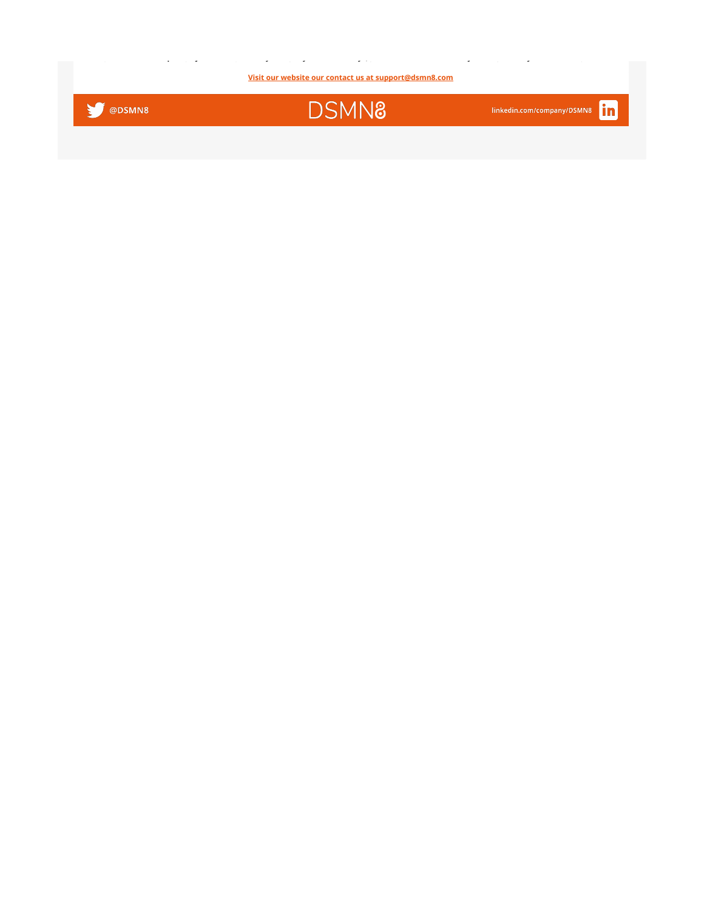**Visit our website our contact us at support@dsmn8.com**

@DSMN8

DSMN8

linkedin.com/company/DSMN8